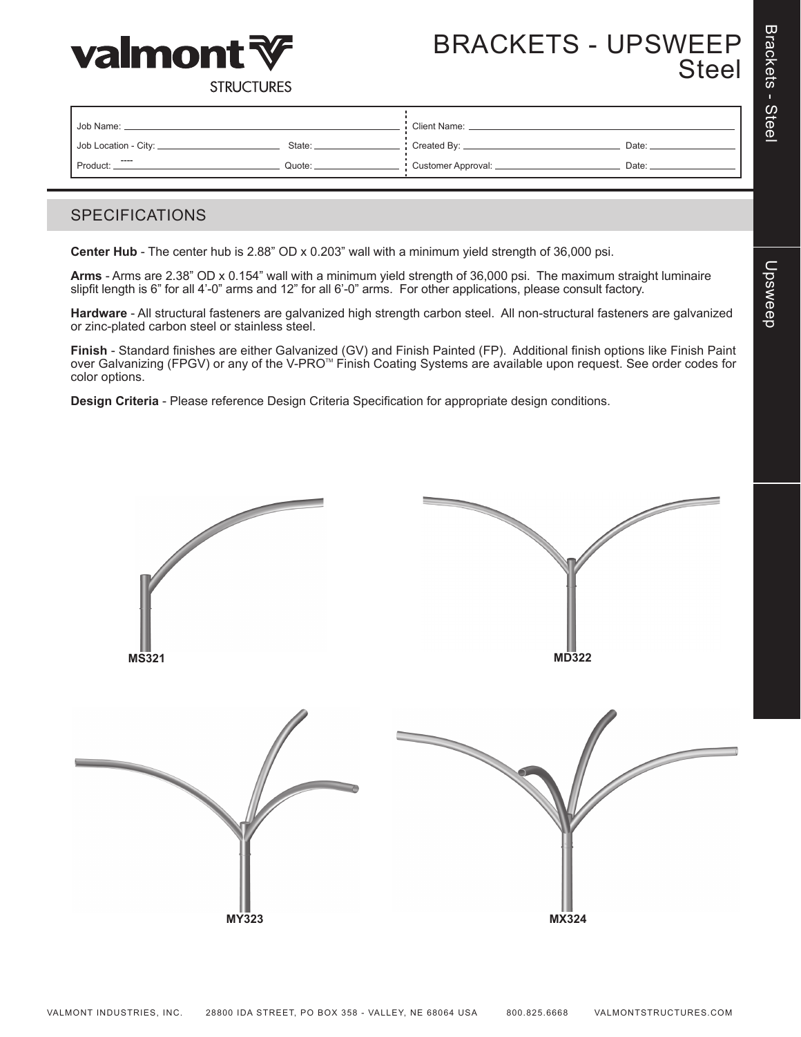# BRACKETS - UPSWEEP
## Steel

valmont STRUCTURES

| Job Name: | | Client Name: | |
|---|---|---|---|
| Job Location - City: | State: | Created By: | Date: |
| Product: ---- | Quote: | Customer Approval: | Date: |

## SPECIFICATIONS

**Center Hub** - The center hub is 2.88" OD x 0.203" wall with a minimum yield strength of 36,000 psi.

**Arms** - Arms are 2.38" OD x 0.154" wall with a minimum yield strength of 36,000 psi. The maximum straight luminaire slipfit length is 6" for all 4'-0" arms and 12" for all 6'-0" arms. For other applications, please consult factory.

**Hardware** - All structural fasteners are galvanized high strength carbon steel. All non-structural fasteners are galvanized or zinc-plated carbon steel or stainless steel.

**Finish** - Standard finishes are either Galvanized (GV) and Finish Painted (FP). Additional finish options like Finish Paint over Galvanizing (FPGV) or any of the V-PRO™ Finish Coating Systems are available upon request. See order codes for color options.

**Design Criteria** - Please reference Design Criteria Specification for appropriate design conditions.

MS321

MD322

MY323

MX324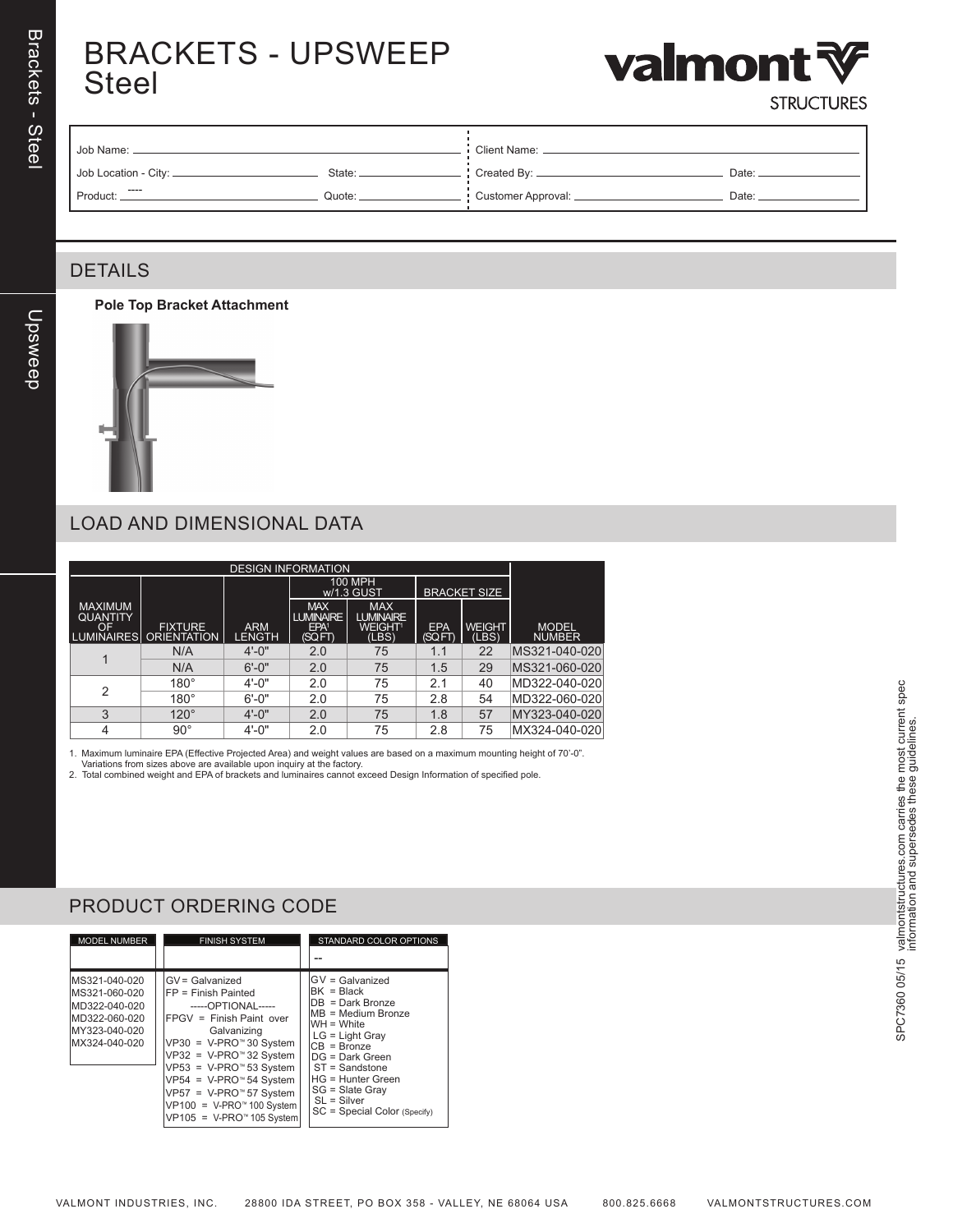# BRACKETS - UPSWEEP
Steel

valmont STRUCTURES

| | | | |
|---|---|---|---|
| Job Name: | | Client Name: | |
| Job Location - City: | State: | Created By: | Date: |
| Product: ---- | Quote: | Customer Approval: | Date: |

## DETAILS

**Pole Top Bracket Attachment**

## LOAD AND DIMENSIONAL DATA

| DESIGN INFORMATION | | | | | | | |
|---|---|---|---|---|---|---|---|
| | | | 100 MPH w/1.3 GUST | | BRACKET SIZE | | |
| MAXIMUM QUANTITY OF LUMINAIRES | FIXTURE ORIENTATION | ARM LENGTH | MAX LUMINAIRE EPA[1] (SQ FT) | MAX LUMINAIRE WEIGHT[1] (LBS) | EPA (SQ FT) | WEIGHT (LBS) | MODEL NUMBER |
| 1 | N/A | 4'-0" | 2.0 | 75 | 1.1 | 22 | MS321-040-020 |
| | N/A | 6'-0" | 2.0 | 75 | 1.5 | 29 | MS321-060-020 |
| 2 | 180° | 4'-0" | 2.0 | 75 | 2.1 | 40 | MD322-040-020 |
| | 180° | 6'-0" | 2.0 | 75 | 2.8 | 54 | MD322-060-020 |
| 3 | 120° | 4'-0" | 2.0 | 75 | 1.8 | 57 | MY323-040-020 |
| 4 | 90° | 4'-0" | 2.0 | 75 | 2.8 | 75 | MX324-040-020 |

1. Maximum luminaire EPA (Effective Projected Area) and weight values are based on a maximum mounting height of 70'-0". Variations from sizes above are available upon inquiry at the factory.
2. Total combined weight and EPA of brackets and luminaires cannot exceed Design Information of specified pole.

## PRODUCT ORDERING CODE

| MODEL NUMBER | FINISH SYSTEM | STANDARD COLOR OPTIONS |
|---|---|---|
| | | -- |
| MS321-040-020<br>MS321-060-020<br>MD322-040-020<br>MD322-060-020<br>MY323-040-020<br>MX324-040-020 | GV = Galvanized<br>FP = Finish Painted<br>-----OPTIONAL-----<br>FPGV = Finish Paint over Galvanizing<br>VP30 = V-PRO™ 30 System<br>VP32 = V-PRO™ 32 System<br>VP53 = V-PRO™ 53 System<br>VP54 = V-PRO™ 54 System<br>VP57 = V-PRO™ 57 System<br>VP100 = V-PRO™ 100 System<br>VP105 = V-PRO™ 105 System | GV = Galvanized<br>BK = Black<br>DB = Dark Bronze<br>MB = Medium Bronze<br>WH = White<br>LG = Light Gray<br>CB = Bronze<br>DG = Dark Green<br>ST = Sandstone<br>HG = Hunter Green<br>SG = Slate Gray<br>SL = Silver<br>SC = Special Color (Specify) |

SPC7360 05/15 valmontstructures.com carries the most current spec information and supersedes these guidelines.

VALMONT INDUSTRIES, INC. 28800 IDA STREET, PO BOX 358 - VALLEY, NE 68064 USA 800.825.6668 VALMONTSTRUCTURES.COM